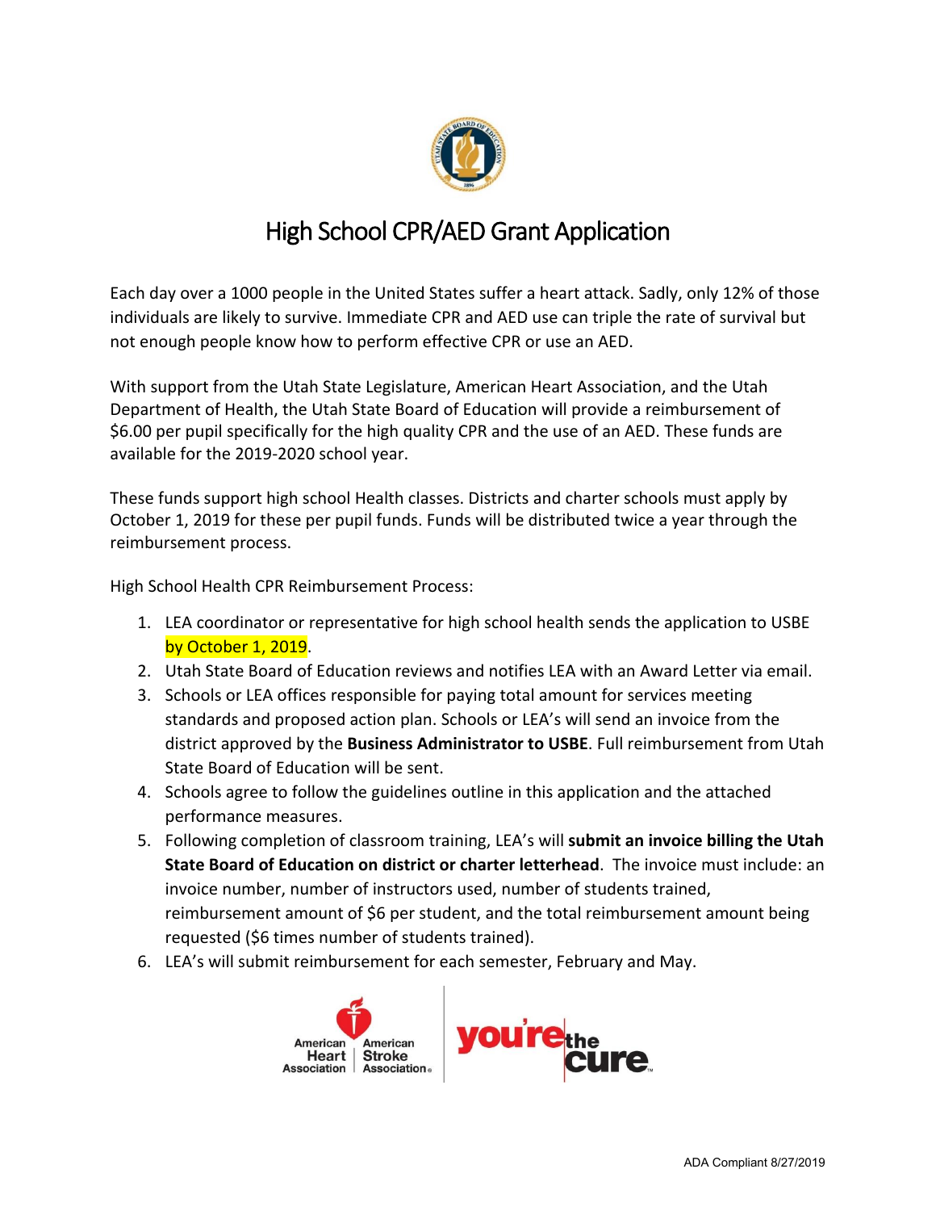# High School CPR/AED Grant Application

Each day over a 1000 people in the United States suffer a heart attack. Sadly, only 12% of those individuals are likely to survive. Immediate CPR and AED use can triple the rate of survival but not enough people know how to perform effective CPR or use an AED.

With support from the Utah State Legislature, American Heart Association, and the Utah Department of Health, the Utah State Board of Education will provide a reimbursement of $6.00 per pupil specifically for the high quality CPR and the use of an AED. These funds are available for the 2019-2020 school year.

These funds support high school Health classes. Districts and charter schools must apply by October 1, 2019 for these per pupil funds. Funds will be distributed twice a year through the reimbursement process.

High School Health CPR Reimbursement Process:

1. LEA coordinator or representative for high school health sends the application to USBE by October 1, 2019.
2. Utah State Board of Education reviews and notifies LEA with an Award Letter via email.
3. Schools or LEA offices responsible for paying total amount for services meeting standards and proposed action plan. Schools or LEA's will send an invoice from the district approved by the **Business Administrator to USBE**. Full reimbursement from Utah State Board of Education will be sent.
4. Schools agree to follow the guidelines outline in this application and the attached performance measures.
5. Following completion of classroom training, LEA's will **submit an invoice billing the Utah State Board of Education on district or charter letterhead**. The invoice must include: an invoice number, number of instructors used, number of students trained, reimbursement amount of $6 per student, and the total reimbursement amount being requested ($6 times number of students trained).
6. LEA's will submit reimbursement for each semester, February and May.

American Heart Association | American Stroke Association

you're the cure

ADA Compliant 8/27/2019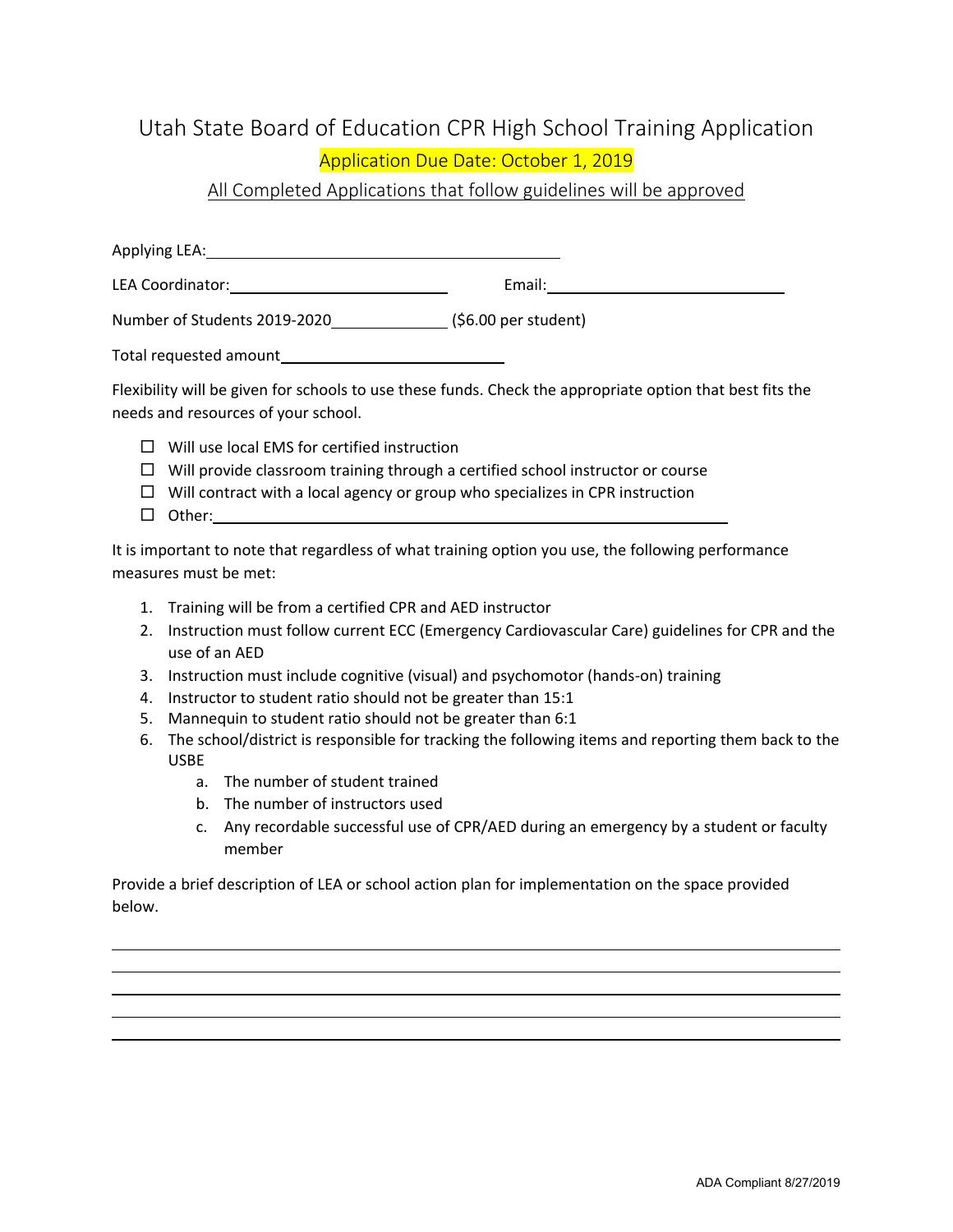# Utah State Board of Education CPR High School Training Application

Application Due Date: October 1, 2019

All Completed Applications that follow guidelines will be approved

Applying LEA: \_\_\_\_\_\_\_\_\_\_\_\_\_\_\_\_\_\_\_\_\_\_\_\_\_\_\_\_\_\_\_\_\_\_\_\_\_\_\_\_

LEA Coordinator: \_\_\_\_\_\_\_\_\_\_\_\_\_\_\_\_\_\_\_\_\_\_\_\_\_\_ Email: \_\_\_\_\_\_\_\_\_\_\_\_\_\_\_\_\_\_\_\_\_\_\_\_\_\_\_\_

Number of Students 2019-2020 \_\_\_\_\_\_\_\_\_\_\_\_\_ ($6.00 per student)

Total requested amount \_\_\_\_\_\_\_\_\_\_\_\_\_\_\_\_\_\_\_\_\_\_\_\_\_\_

Flexibility will be given for schools to use these funds. Check the appropriate option that best fits the needs and resources of your school.

- ☐ Will use local EMS for certified instruction
- ☐ Will provide classroom training through a certified school instructor or course
- ☐ Will contract with a local agency or group who specializes in CPR instruction
- ☐ Other: \_\_\_\_\_\_\_\_\_\_\_\_\_\_\_\_\_\_\_\_\_\_\_\_\_\_\_\_\_\_\_\_\_\_\_\_\_\_\_\_\_\_\_\_\_\_\_\_\_\_\_\_\_\_\_\_

It is important to note that regardless of what training option you use, the following performance measures must be met:

1. Training will be from a certified CPR and AED instructor
2. Instruction must follow current ECC (Emergency Cardiovascular Care) guidelines for CPR and the use of an AED
3. Instruction must include cognitive (visual) and psychomotor (hands-on) training
4. Instructor to student ratio should not be greater than 15:1
5. Mannequin to student ratio should not be greater than 6:1
6. The school/district is responsible for tracking the following items and reporting them back to the USBE
   a. The number of student trained
   b. The number of instructors used
   c. Any recordable successful use of CPR/AED during an emergency by a student or faculty member

Provide a brief description of LEA or school action plan for implementation on the space provided below.

\_\_\_\_\_\_\_\_\_\_\_\_\_\_\_\_\_\_\_\_\_\_\_\_\_\_\_\_\_\_\_\_\_\_\_\_\_\_\_\_\_\_\_\_\_\_\_\_\_\_\_\_\_\_\_\_\_\_\_\_\_\_\_\_\_\_\_\_\_\_

\_\_\_\_\_\_\_\_\_\_\_\_\_\_\_\_\_\_\_\_\_\_\_\_\_\_\_\_\_\_\_\_\_\_\_\_\_\_\_\_\_\_\_\_\_\_\_\_\_\_\_\_\_\_\_\_\_\_\_\_\_\_\_\_\_\_\_\_\_\_

\_\_\_\_\_\_\_\_\_\_\_\_\_\_\_\_\_\_\_\_\_\_\_\_\_\_\_\_\_\_\_\_\_\_\_\_\_\_\_\_\_\_\_\_\_\_\_\_\_\_\_\_\_\_\_\_\_\_\_\_\_\_\_\_\_\_\_\_\_\_

\_\_\_\_\_\_\_\_\_\_\_\_\_\_\_\_\_\_\_\_\_\_\_\_\_\_\_\_\_\_\_\_\_\_\_\_\_\_\_\_\_\_\_\_\_\_\_\_\_\_\_\_\_\_\_\_\_\_\_\_\_\_\_\_\_\_\_\_\_\_

\_\_\_\_\_\_\_\_\_\_\_\_\_\_\_\_\_\_\_\_\_\_\_\_\_\_\_\_\_\_\_\_\_\_\_\_\_\_\_\_\_\_\_\_\_\_\_\_\_\_\_\_\_\_\_\_\_\_\_\_\_\_\_\_\_\_\_\_\_\_

ADA Compliant 8/27/2019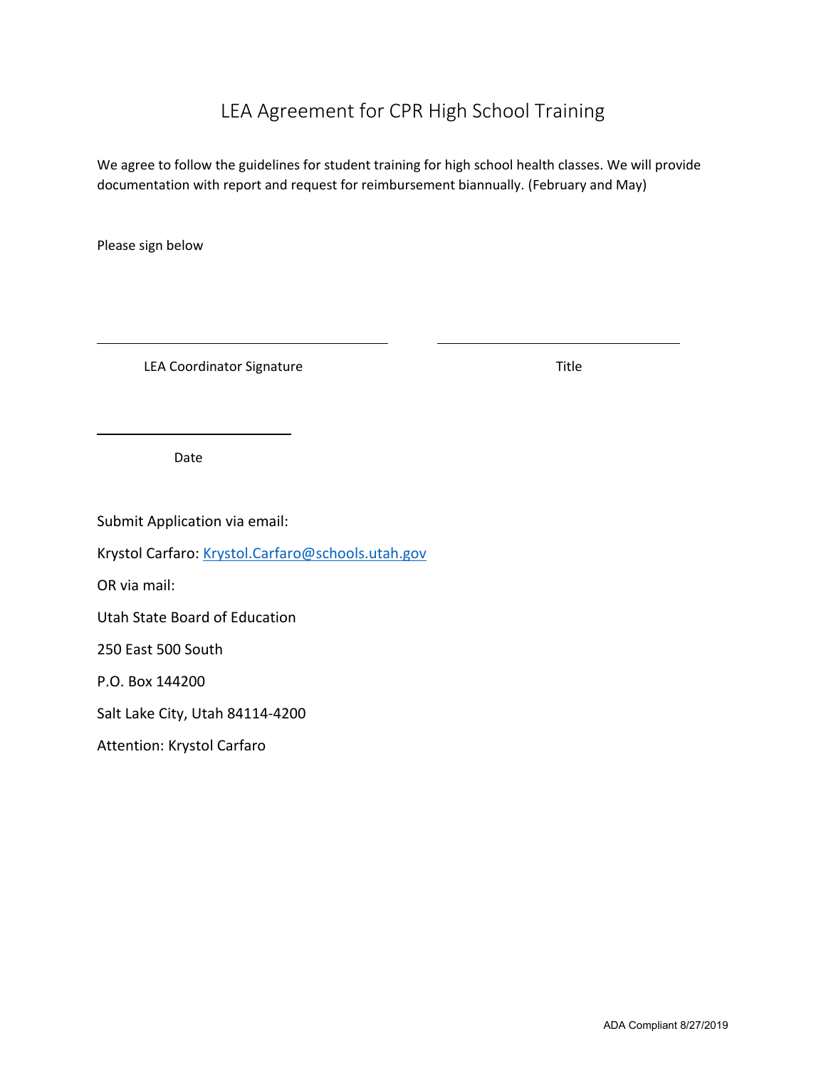# LEA Agreement for CPR High School Training

We agree to follow the guidelines for student training for high school health classes. We will provide documentation with report and request for reimbursement biannually. (February and May)

Please sign below

\_\_\_\_\_\_\_\_\_\_\_\_\_\_\_\_\_\_\_\_\_\_\_\_\_\_\_\_\_\_\_\_\_\_\_\_ \_\_\_\_\_\_\_\_\_\_\_\_\_\_\_\_\_\_\_\_\_\_\_\_\_\_\_\_\_\_

LEA Coordinator Signature Title

\_\_\_\_\_\_\_\_\_\_\_\_\_\_\_\_\_\_\_\_\_\_\_\_

Date

Submit Application via email:

Krystol Carfaro: Krystol.Carfaro@schools.utah.gov

OR via mail:

Utah State Board of Education

250 East 500 South

P.O. Box 144200

Salt Lake City, Utah 84114-4200

Attention: Krystol Carfaro

ADA Compliant 8/27/2019